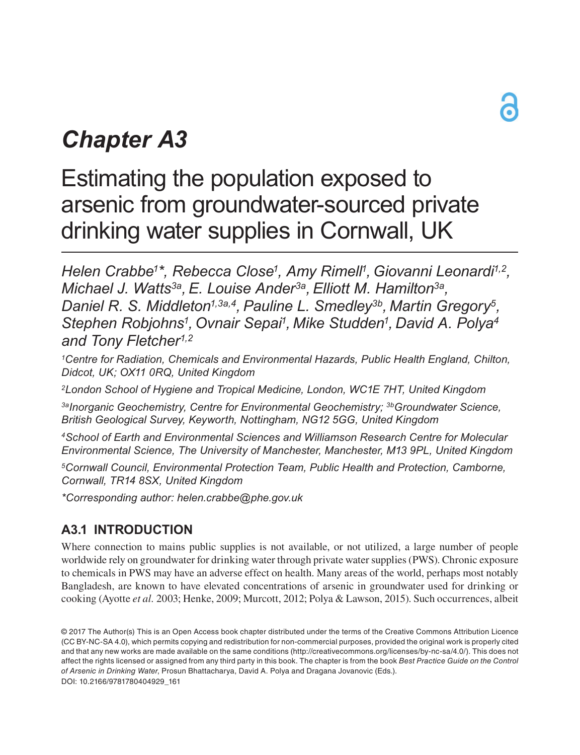# Chapter A3

# Estimating the population exposed to arsenic from groundwater-sourced private drinking water supplies in Cornwall, UK

*Helen Crabbe[1]\*, Rebecca Close[1], Amy Rimell[1], Giovanni Leonardi[1,2], Michael J. Watts[3a], E. Louise Ander[3a], Elliott M. Hamilton[3a], Daniel R. S. Middleton[1,3a,4], Pauline L. Smedley[3b], Martin Gregory[5], Stephen Robjohns[1], Ovnair Sepai[1], Mike Studden[1], David A. Polya[4] and Tony Fletcher[1,2]*

*[1]Centre for Radiation, Chemicals and Environmental Hazards, Public Health England, Chilton, Didcot, UK; OX11 0RQ, United Kingdom*

*[2]London School of Hygiene and Tropical Medicine, London, WC1E 7HT, United Kingdom*

*[3a]Inorganic Geochemistry, Centre for Environmental Geochemistry; [3b]Groundwater Science, British Geological Survey, Keyworth, Nottingham, NG12 5GG, United Kingdom*

*[4]School of Earth and Environmental Sciences and Williamson Research Centre for Molecular Environmental Science, The University of Manchester, Manchester, M13 9PL, United Kingdom*

*[5]Cornwall Council, Environmental Protection Team, Public Health and Protection, Camborne, Cornwall, TR14 8SX, United Kingdom*

*\*Corresponding author: helen.crabbe@phe.gov.uk*

## A3.1 INTRODUCTION

Where connection to mains public supplies is not available, or not utilized, a large number of people worldwide rely on groundwater for drinking water through private water supplies (PWS). Chronic exposure to chemicals in PWS may have an adverse effect on health. Many areas of the world, perhaps most notably Bangladesh, are known to have elevated concentrations of arsenic in groundwater used for drinking or cooking (Ayotte *et al*. 2003; Henke, 2009; Murcott, 2012; Polya & Lawson, 2015). Such occurrences, albeit

© 2017 The Author(s) This is an Open Access book chapter distributed under the terms of the Creative Commons Attribution Licence (CC BY-NC-SA 4.0), which permits copying and redistribution for non-commercial purposes, provided the original work is properly cited and that any new works are made available on the same conditions (http://creativecommons.org/licenses/by-nc-sa/4.0/). This does not affect the rights licensed or assigned from any third party in this book. The chapter is from the book *Best Practice Guide on the Control of Arsenic in Drinking Water*, Prosun Bhattacharya, David A. Polya and Dragana Jovanovic (Eds.).
DOI: 10.2166/9781780404929_161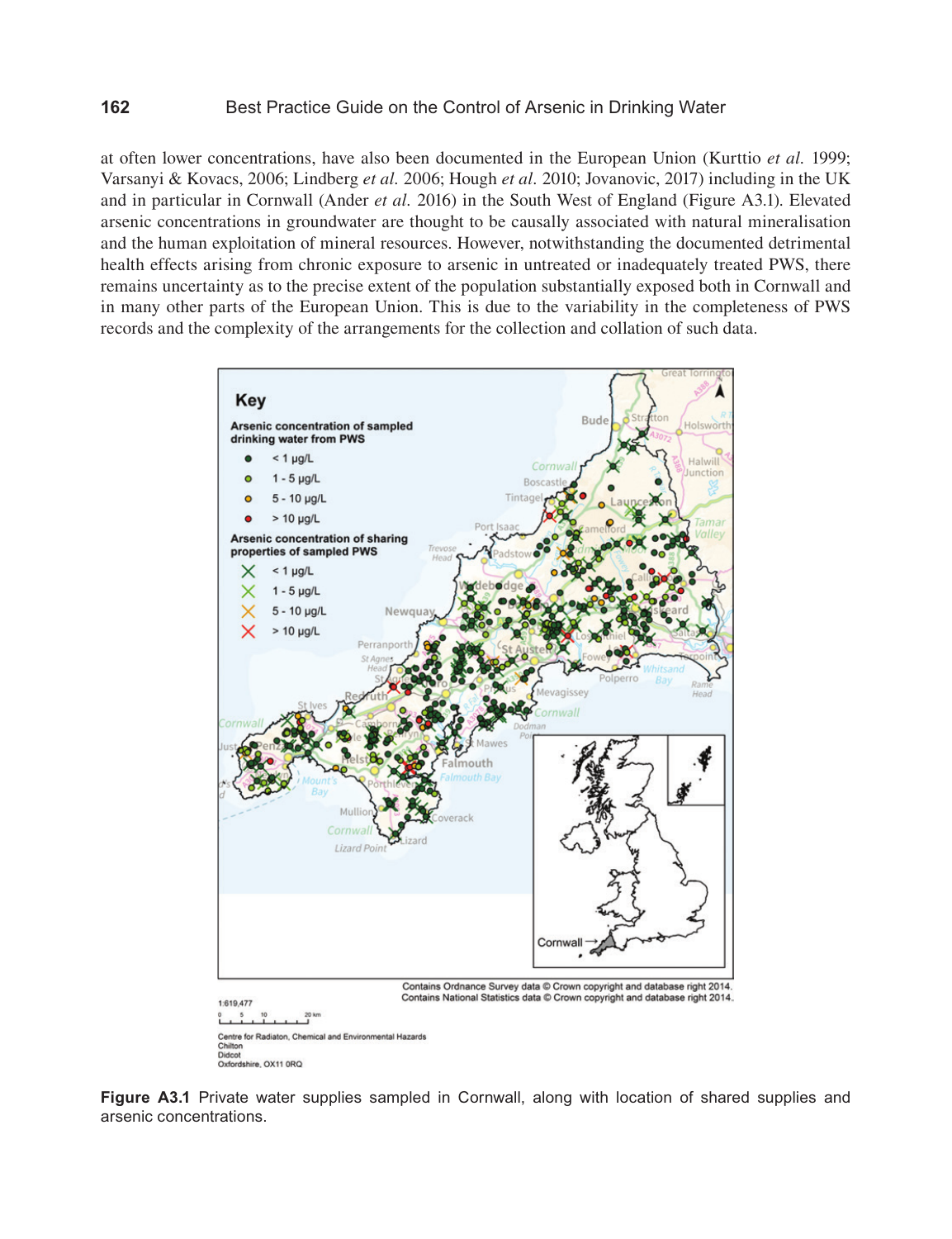at often lower concentrations, have also been documented in the European Union (Kurttio *et al.* 1999; Varsanyi & Kovacs, 2006; Lindberg *et al.* 2006; Hough *et al.* 2010; Jovanovic, 2017) including in the UK and in particular in Cornwall (Ander *et al.* 2016) in the South West of England (Figure A3.1). Elevated arsenic concentrations in groundwater are thought to be causally associated with natural mineralisation and the human exploitation of mineral resources. However, notwithstanding the documented detrimental health effects arising from chronic exposure to arsenic in untreated or inadequately treated PWS, there remains uncertainty as to the precise extent of the population substantially exposed both in Cornwall and in many other parts of the European Union. This is due to the variability in the completeness of PWS records and the complexity of the arrangements for the collection and collation of such data.

**Figure A3.1** Private water supplies sampled in Cornwall, along with location of shared supplies and arsenic concentrations.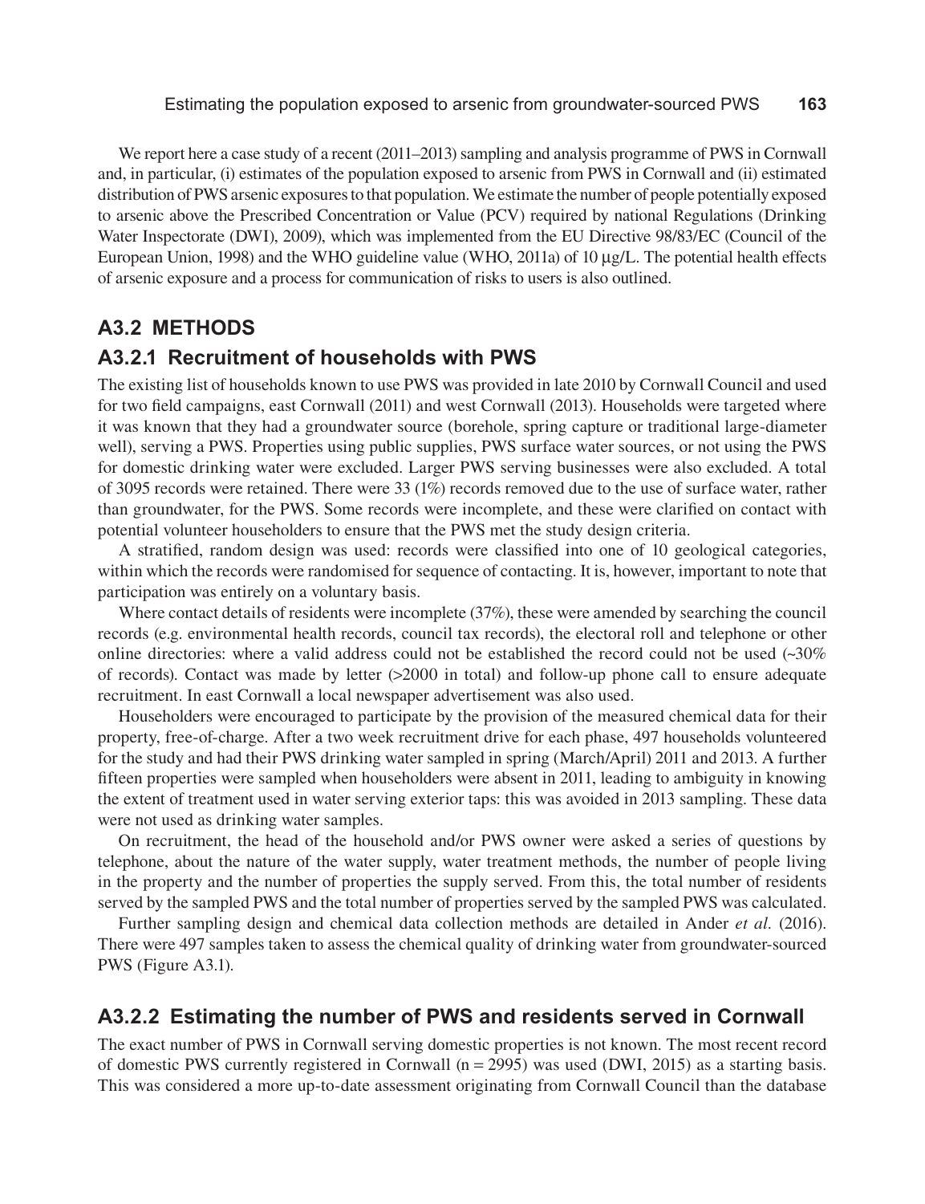We report here a case study of a recent (2011–2013) sampling and analysis programme of PWS in Cornwall and, in particular, (i) estimates of the population exposed to arsenic from PWS in Cornwall and (ii) estimated distribution of PWS arsenic exposures to that population. We estimate the number of people potentially exposed to arsenic above the Prescribed Concentration or Value (PCV) required by national Regulations (Drinking Water Inspectorate (DWI), 2009), which was implemented from the EU Directive 98/83/EC (Council of the European Union, 1998) and the WHO guideline value (WHO, 2011a) of 10 μg/L. The potential health effects of arsenic exposure and a process for communication of risks to users is also outlined.

## A3.2 METHODS

### A3.2.1 Recruitment of households with PWS

The existing list of households known to use PWS was provided in late 2010 by Cornwall Council and used for two field campaigns, east Cornwall (2011) and west Cornwall (2013). Households were targeted where it was known that they had a groundwater source (borehole, spring capture or traditional large-diameter well), serving a PWS. Properties using public supplies, PWS surface water sources, or not using the PWS for domestic drinking water were excluded. Larger PWS serving businesses were also excluded. A total of 3095 records were retained. There were 33 (1%) records removed due to the use of surface water, rather than groundwater, for the PWS. Some records were incomplete, and these were clarified on contact with potential volunteer householders to ensure that the PWS met the study design criteria.

A stratified, random design was used: records were classified into one of 10 geological categories, within which the records were randomised for sequence of contacting. It is, however, important to note that participation was entirely on a voluntary basis.

Where contact details of residents were incomplete (37%), these were amended by searching the council records (e.g. environmental health records, council tax records), the electoral roll and telephone or other online directories: where a valid address could not be established the record could not be used (~30% of records). Contact was made by letter (>2000 in total) and follow-up phone call to ensure adequate recruitment. In east Cornwall a local newspaper advertisement was also used.

Householders were encouraged to participate by the provision of the measured chemical data for their property, free-of-charge. After a two week recruitment drive for each phase, 497 households volunteered for the study and had their PWS drinking water sampled in spring (March/April) 2011 and 2013. A further fifteen properties were sampled when householders were absent in 2011, leading to ambiguity in knowing the extent of treatment used in water serving exterior taps: this was avoided in 2013 sampling. These data were not used as drinking water samples.

On recruitment, the head of the household and/or PWS owner were asked a series of questions by telephone, about the nature of the water supply, water treatment methods, the number of people living in the property and the number of properties the supply served. From this, the total number of residents served by the sampled PWS and the total number of properties served by the sampled PWS was calculated.

Further sampling design and chemical data collection methods are detailed in Ander *et al.* (2016). There were 497 samples taken to assess the chemical quality of drinking water from groundwater-sourced PWS (Figure A3.1).

### A3.2.2 Estimating the number of PWS and residents served in Cornwall

The exact number of PWS in Cornwall serving domestic properties is not known. The most recent record of domestic PWS currently registered in Cornwall (n = 2995) was used (DWI, 2015) as a starting basis. This was considered a more up-to-date assessment originating from Cornwall Council than the database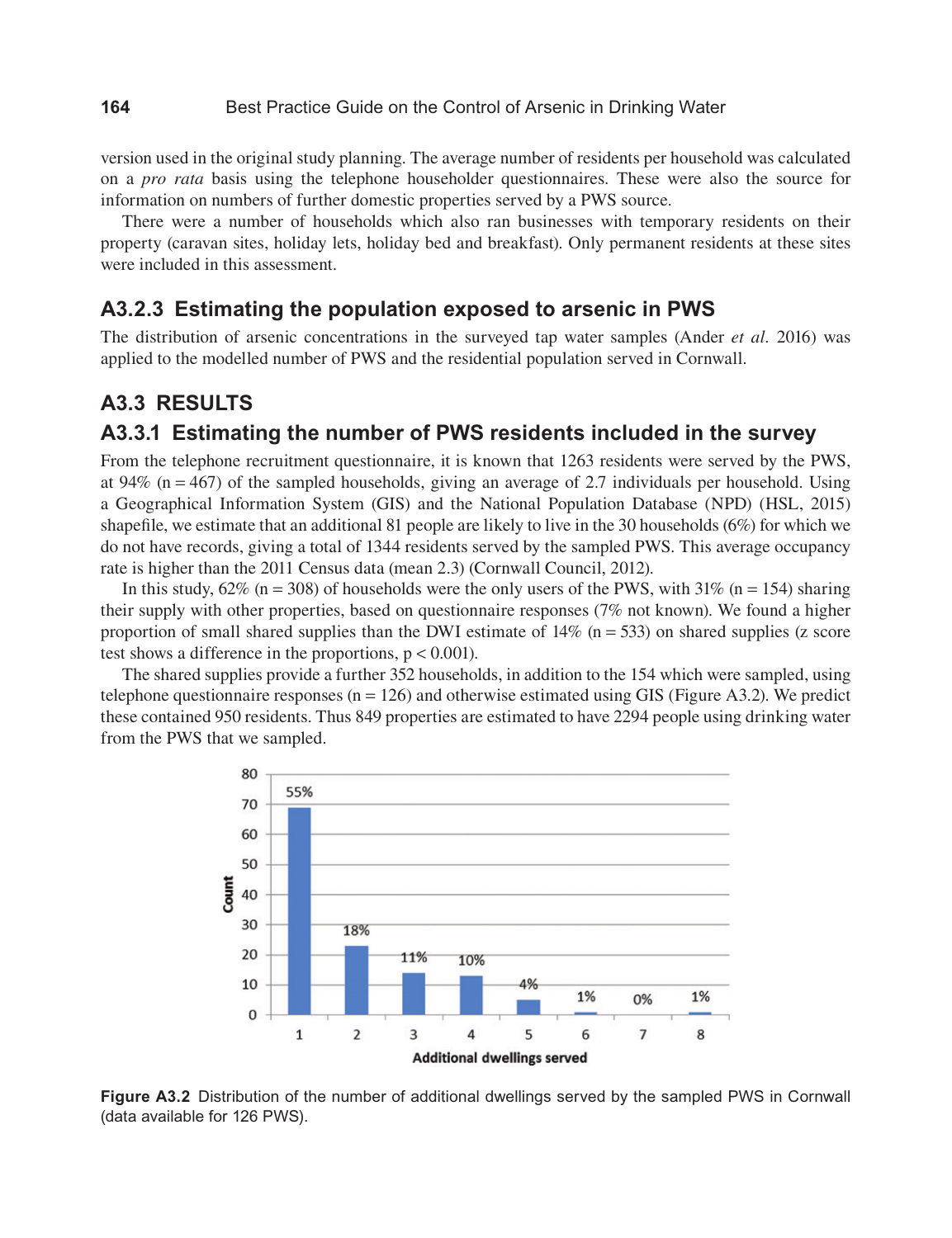version used in the original study planning. The average number of residents per household was calculated on a *pro rata* basis using the telephone householder questionnaires. These were also the source for information on numbers of further domestic properties served by a PWS source.

There were a number of households which also ran businesses with temporary residents on their property (caravan sites, holiday lets, holiday bed and breakfast). Only permanent residents at these sites were included in this assessment.

### A3.2.3 Estimating the population exposed to arsenic in PWS

The distribution of arsenic concentrations in the surveyed tap water samples (Ander *et al*. 2016) was applied to the modelled number of PWS and the residential population served in Cornwall.

## A3.3 RESULTS

### A3.3.1 Estimating the number of PWS residents included in the survey

From the telephone recruitment questionnaire, it is known that 1263 residents were served by the PWS, at 94% (n = 467) of the sampled households, giving an average of 2.7 individuals per household. Using a Geographical Information System (GIS) and the National Population Database (NPD) (HSL, 2015) shapefile, we estimate that an additional 81 people are likely to live in the 30 households (6%) for which we do not have records, giving a total of 1344 residents served by the sampled PWS. This average occupancy rate is higher than the 2011 Census data (mean 2.3) (Cornwall Council, 2012).

In this study, 62% (n = 308) of households were the only users of the PWS, with 31% (n = 154) sharing their supply with other properties, based on questionnaire responses (7% not known). We found a higher proportion of small shared supplies than the DWI estimate of 14% (n = 533) on shared supplies (z score test shows a difference in the proportions, $p < 0.001$).

The shared supplies provide a further 352 households, in addition to the 154 which were sampled, using telephone questionnaire responses (n = 126) and otherwise estimated using GIS (Figure A3.2). We predict these contained 950 residents. Thus 849 properties are estimated to have 2294 people using drinking water from the PWS that we sampled.

| Additional dwellings served | 1 | 2 | 3 | 4 | 5 | 6 | 7 | 8 |
|---|---|---|---|---|---|---|---|---|
| Percentage | 55% | 18% | 11% | 10% | 4% | 1% | 0% | 1% |

**Figure A3.2** Distribution of the number of additional dwellings served by the sampled PWS in Cornwall (data available for 126 PWS).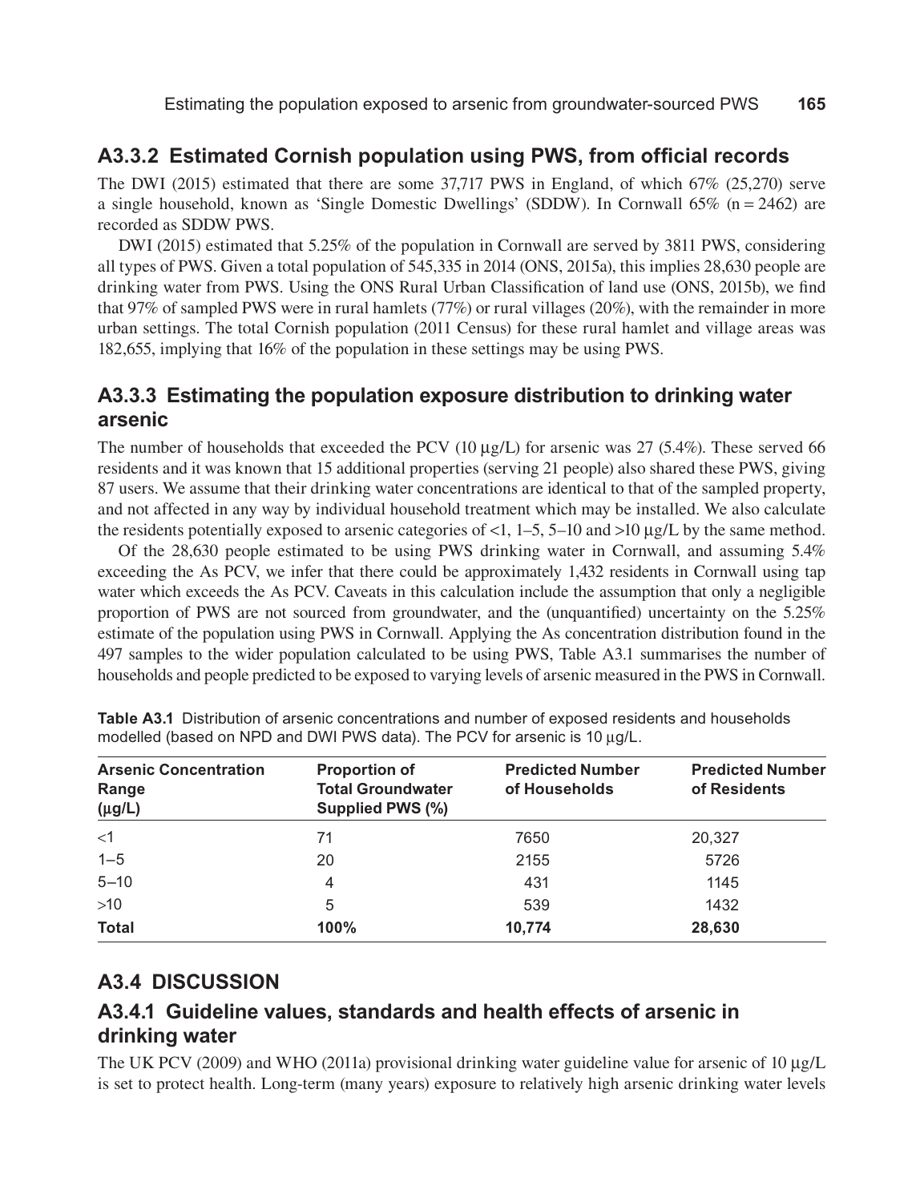## A3.3.2 Estimated Cornish population using PWS, from official records

The DWI (2015) estimated that there are some 37,717 PWS in England, of which 67% (25,270) serve a single household, known as 'Single Domestic Dwellings' (SDDW). In Cornwall 65% (n = 2462) are recorded as SDDW PWS.

DWI (2015) estimated that 5.25% of the population in Cornwall are served by 3811 PWS, considering all types of PWS. Given a total population of 545,335 in 2014 (ONS, 2015a), this implies 28,630 people are drinking water from PWS. Using the ONS Rural Urban Classification of land use (ONS, 2015b), we find that 97% of sampled PWS were in rural hamlets (77%) or rural villages (20%), with the remainder in more urban settings. The total Cornish population (2011 Census) for these rural hamlet and village areas was 182,655, implying that 16% of the population in these settings may be using PWS.

## A3.3.3 Estimating the population exposure distribution to drinking water arsenic

The number of households that exceeded the PCV (10 μg/L) for arsenic was 27 (5.4%). These served 66 residents and it was known that 15 additional properties (serving 21 people) also shared these PWS, giving 87 users. We assume that their drinking water concentrations are identical to that of the sampled property, and not affected in any way by individual household treatment which may be installed. We also calculate the residents potentially exposed to arsenic categories of <1, 1–5, 5–10 and >10 μg/L by the same method.

Of the 28,630 people estimated to be using PWS drinking water in Cornwall, and assuming 5.4% exceeding the As PCV, we infer that there could be approximately 1,432 residents in Cornwall using tap water which exceeds the As PCV. Caveats in this calculation include the assumption that only a negligible proportion of PWS are not sourced from groundwater, and the (unquantified) uncertainty on the 5.25% estimate of the population using PWS in Cornwall. Applying the As concentration distribution found in the 497 samples to the wider population calculated to be using PWS, Table A3.1 summarises the number of households and people predicted to be exposed to varying levels of arsenic measured in the PWS in Cornwall.

**Table A3.1** Distribution of arsenic concentrations and number of exposed residents and households modelled (based on NPD and DWI PWS data). The PCV for arsenic is 10 μg/L.

| Arsenic Concentration Range (μg/L) | Proportion of Total Groundwater Supplied PWS (%) | Predicted Number of Households | Predicted Number of Residents |
|---|---|---|---|
| <1 | 71 | 7650 | 20,327 |
| 1–5 | 20 | 2155 | 5726 |
| 5–10 | 4 | 431 | 1145 |
| >10 | 5 | 539 | 1432 |
| **Total** | **100%** | **10,774** | **28,630** |

## A3.4 DISCUSSION

## A3.4.1 Guideline values, standards and health effects of arsenic in drinking water

The UK PCV (2009) and WHO (2011a) provisional drinking water guideline value for arsenic of 10 μg/L is set to protect health. Long-term (many years) exposure to relatively high arsenic drinking water levels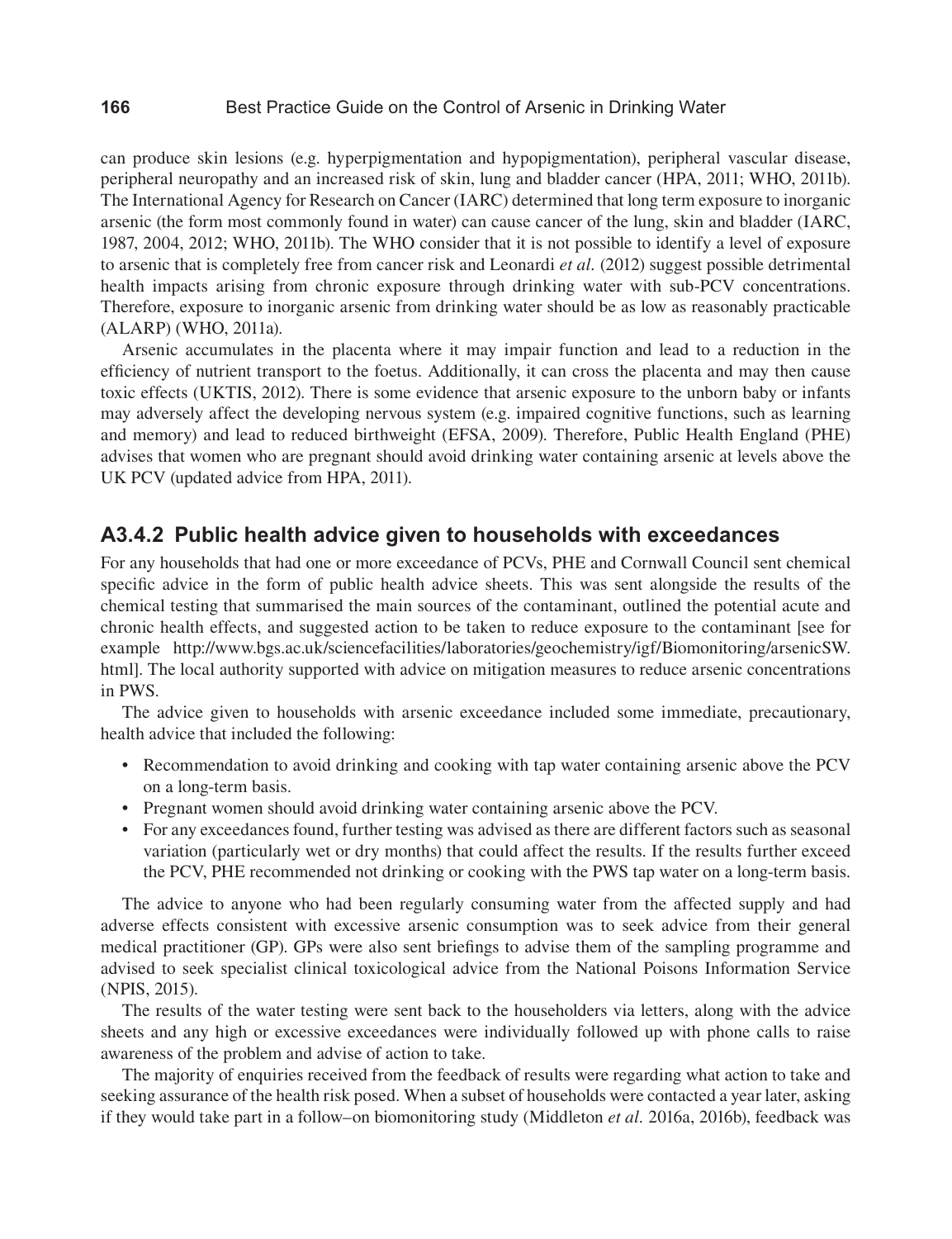can produce skin lesions (e.g. hyperpigmentation and hypopigmentation), peripheral vascular disease, peripheral neuropathy and an increased risk of skin, lung and bladder cancer (HPA, 2011; WHO, 2011b). The International Agency for Research on Cancer (IARC) determined that long term exposure to inorganic arsenic (the form most commonly found in water) can cause cancer of the lung, skin and bladder (IARC, 1987, 2004, 2012; WHO, 2011b). The WHO consider that it is not possible to identify a level of exposure to arsenic that is completely free from cancer risk and Leonardi *et al.* (2012) suggest possible detrimental health impacts arising from chronic exposure through drinking water with sub-PCV concentrations. Therefore, exposure to inorganic arsenic from drinking water should be as low as reasonably practicable (ALARP) (WHO, 2011a).

Arsenic accumulates in the placenta where it may impair function and lead to a reduction in the efficiency of nutrient transport to the foetus. Additionally, it can cross the placenta and may then cause toxic effects (UKTIS, 2012). There is some evidence that arsenic exposure to the unborn baby or infants may adversely affect the developing nervous system (e.g. impaired cognitive functions, such as learning and memory) and lead to reduced birthweight (EFSA, 2009). Therefore, Public Health England (PHE) advises that women who are pregnant should avoid drinking water containing arsenic at levels above the UK PCV (updated advice from HPA, 2011).

## A3.4.2 Public health advice given to households with exceedances

For any households that had one or more exceedance of PCVs, PHE and Cornwall Council sent chemical specific advice in the form of public health advice sheets. This was sent alongside the results of the chemical testing that summarised the main sources of the contaminant, outlined the potential acute and chronic health effects, and suggested action to be taken to reduce exposure to the contaminant [see for example http://www.bgs.ac.uk/sciencefacilities/laboratories/geochemistry/igf/Biomonitoring/arsenicSW.html]. The local authority supported with advice on mitigation measures to reduce arsenic concentrations in PWS.

The advice given to households with arsenic exceedance included some immediate, precautionary, health advice that included the following:

- Recommendation to avoid drinking and cooking with tap water containing arsenic above the PCV on a long-term basis.
- Pregnant women should avoid drinking water containing arsenic above the PCV.
- For any exceedances found, further testing was advised as there are different factors such as seasonal variation (particularly wet or dry months) that could affect the results. If the results further exceed the PCV, PHE recommended not drinking or cooking with the PWS tap water on a long-term basis.

The advice to anyone who had been regularly consuming water from the affected supply and had adverse effects consistent with excessive arsenic consumption was to seek advice from their general medical practitioner (GP). GPs were also sent briefings to advise them of the sampling programme and advised to seek specialist clinical toxicological advice from the National Poisons Information Service (NPIS, 2015).

The results of the water testing were sent back to the householders via letters, along with the advice sheets and any high or excessive exceedances were individually followed up with phone calls to raise awareness of the problem and advise of action to take.

The majority of enquiries received from the feedback of results were regarding what action to take and seeking assurance of the health risk posed. When a subset of households were contacted a year later, asking if they would take part in a follow–on biomonitoring study (Middleton *et al.* 2016a, 2016b), feedback was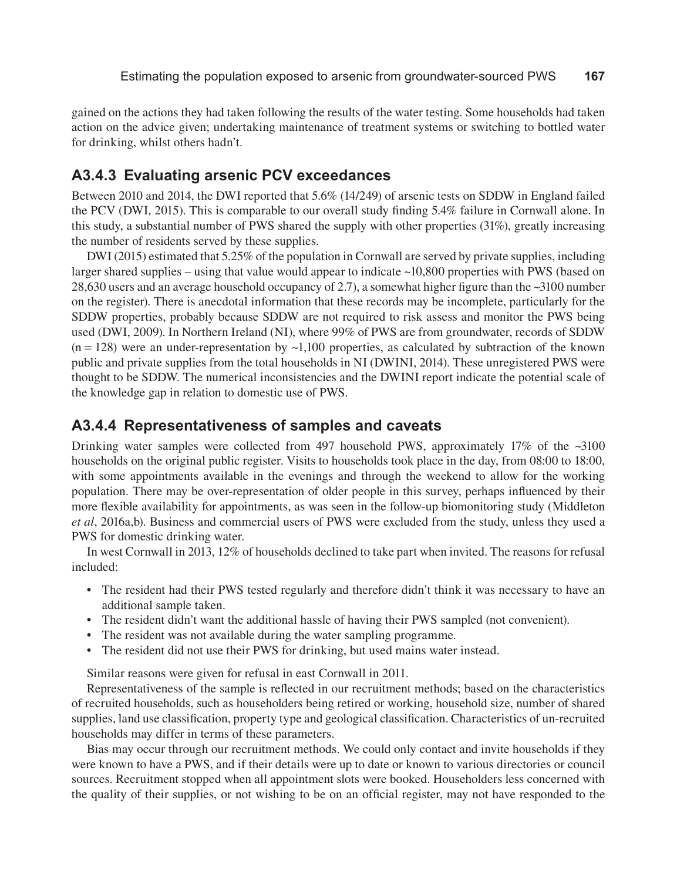gained on the actions they had taken following the results of the water testing. Some households had taken action on the advice given; undertaking maintenance of treatment systems or switching to bottled water for drinking, whilst others hadn't.

## A3.4.3 Evaluating arsenic PCV exceedances

Between 2010 and 2014, the DWI reported that 5.6% (14/249) of arsenic tests on SDDW in England failed the PCV (DWI, 2015). This is comparable to our overall study finding 5.4% failure in Cornwall alone. In this study, a substantial number of PWS shared the supply with other properties (31%), greatly increasing the number of residents served by these supplies.

DWI (2015) estimated that 5.25% of the population in Cornwall are served by private supplies, including larger shared supplies – using that value would appear to indicate ~10,800 properties with PWS (based on 28,630 users and an average household occupancy of 2.7), a somewhat higher figure than the ~3100 number on the register). There is anecdotal information that these records may be incomplete, particularly for the SDDW properties, probably because SDDW are not required to risk assess and monitor the PWS being used (DWI, 2009). In Northern Ireland (NI), where 99% of PWS are from groundwater, records of SDDW (n = 128) were an under-representation by ~1,100 properties, as calculated by subtraction of the known public and private supplies from the total households in NI (DWINI, 2014). These unregistered PWS were thought to be SDDW. The numerical inconsistencies and the DWINI report indicate the potential scale of the knowledge gap in relation to domestic use of PWS.

## A3.4.4 Representativeness of samples and caveats

Drinking water samples were collected from 497 household PWS, approximately 17% of the ~3100 households on the original public register. Visits to households took place in the day, from 08:00 to 18:00, with some appointments available in the evenings and through the weekend to allow for the working population. There may be over-representation of older people in this survey, perhaps influenced by their more flexible availability for appointments, as was seen in the follow-up biomonitoring study (Middleton *et al*, 2016a,b). Business and commercial users of PWS were excluded from the study, unless they used a PWS for domestic drinking water.

In west Cornwall in 2013, 12% of households declined to take part when invited. The reasons for refusal included:

- The resident had their PWS tested regularly and therefore didn't think it was necessary to have an additional sample taken.
- The resident didn't want the additional hassle of having their PWS sampled (not convenient).
- The resident was not available during the water sampling programme.
- The resident did not use their PWS for drinking, but used mains water instead.

Similar reasons were given for refusal in east Cornwall in 2011.

Representativeness of the sample is reflected in our recruitment methods; based on the characteristics of recruited households, such as householders being retired or working, household size, number of shared supplies, land use classification, property type and geological classification. Characteristics of un-recruited households may differ in terms of these parameters.

Bias may occur through our recruitment methods. We could only contact and invite households if they were known to have a PWS, and if their details were up to date or known to various directories or council sources. Recruitment stopped when all appointment slots were booked. Householders less concerned with the quality of their supplies, or not wishing to be on an official register, may not have responded to the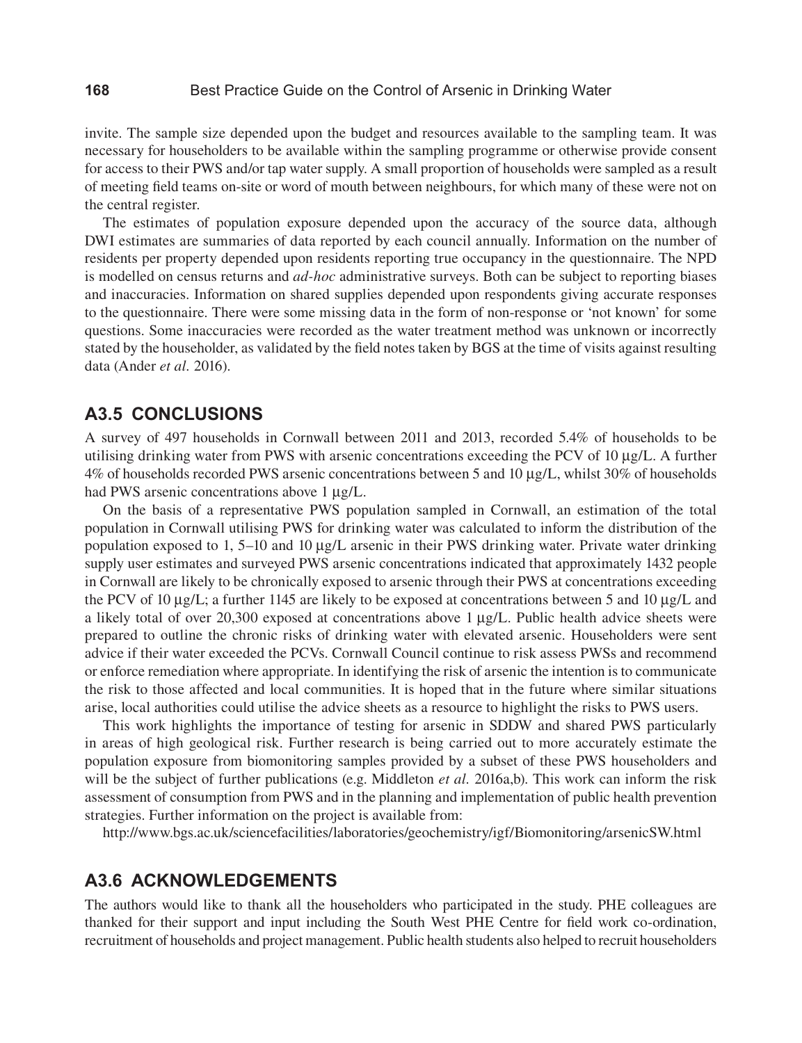invite. The sample size depended upon the budget and resources available to the sampling team. It was necessary for householders to be available within the sampling programme or otherwise provide consent for access to their PWS and/or tap water supply. A small proportion of households were sampled as a result of meeting field teams on-site or word of mouth between neighbours, for which many of these were not on the central register.

The estimates of population exposure depended upon the accuracy of the source data, although DWI estimates are summaries of data reported by each council annually. Information on the number of residents per property depended upon residents reporting true occupancy in the questionnaire. The NPD is modelled on census returns and *ad-hoc* administrative surveys. Both can be subject to reporting biases and inaccuracies. Information on shared supplies depended upon respondents giving accurate responses to the questionnaire. There were some missing data in the form of non-response or 'not known' for some questions. Some inaccuracies were recorded as the water treatment method was unknown or incorrectly stated by the householder, as validated by the field notes taken by BGS at the time of visits against resulting data (Ander *et al.* 2016).

## A3.5 CONCLUSIONS

A survey of 497 households in Cornwall between 2011 and 2013, recorded 5.4% of households to be utilising drinking water from PWS with arsenic concentrations exceeding the PCV of 10 μg/L. A further 4% of households recorded PWS arsenic concentrations between 5 and 10 μg/L, whilst 30% of households had PWS arsenic concentrations above 1 μg/L.

On the basis of a representative PWS population sampled in Cornwall, an estimation of the total population in Cornwall utilising PWS for drinking water was calculated to inform the distribution of the population exposed to 1, 5–10 and 10 μg/L arsenic in their PWS drinking water. Private water drinking supply user estimates and surveyed PWS arsenic concentrations indicated that approximately 1432 people in Cornwall are likely to be chronically exposed to arsenic through their PWS at concentrations exceeding the PCV of 10 μg/L; a further 1145 are likely to be exposed at concentrations between 5 and 10 μg/L and a likely total of over 20,300 exposed at concentrations above 1 μg/L. Public health advice sheets were prepared to outline the chronic risks of drinking water with elevated arsenic. Householders were sent advice if their water exceeded the PCVs. Cornwall Council continue to risk assess PWSs and recommend or enforce remediation where appropriate. In identifying the risk of arsenic the intention is to communicate the risk to those affected and local communities. It is hoped that in the future where similar situations arise, local authorities could utilise the advice sheets as a resource to highlight the risks to PWS users.

This work highlights the importance of testing for arsenic in SDDW and shared PWS particularly in areas of high geological risk. Further research is being carried out to more accurately estimate the population exposure from biomonitoring samples provided by a subset of these PWS householders and will be the subject of further publications (e.g. Middleton *et al.* 2016a,b). This work can inform the risk assessment of consumption from PWS and in the planning and implementation of public health prevention strategies. Further information on the project is available from:

http://www.bgs.ac.uk/sciencefacilities/laboratories/geochemistry/igf/Biomonitoring/arsenicSW.html

## A3.6 ACKNOWLEDGEMENTS

The authors would like to thank all the householders who participated in the study. PHE colleagues are thanked for their support and input including the South West PHE Centre for field work co-ordination, recruitment of households and project management. Public health students also helped to recruit householders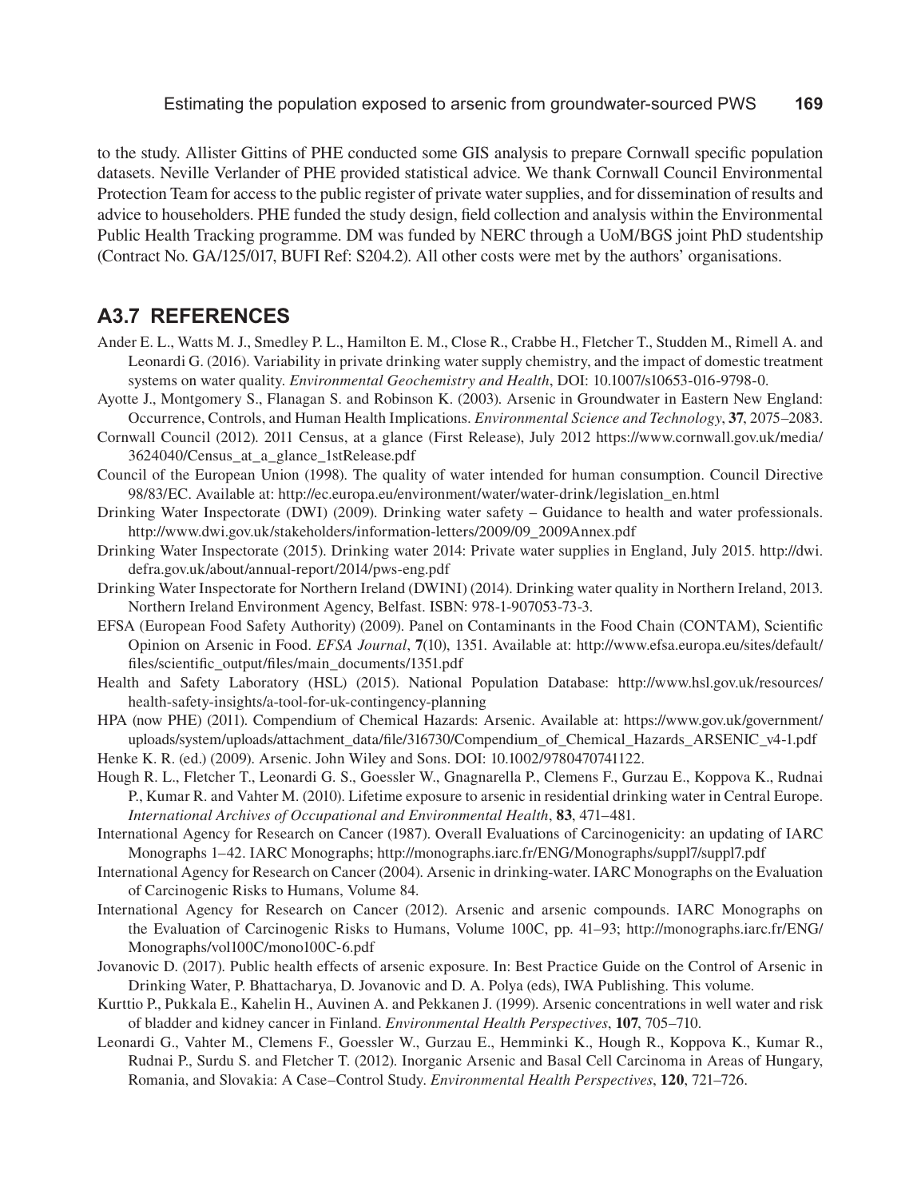to the study. Allister Gittins of PHE conducted some GIS analysis to prepare Cornwall specific population datasets. Neville Verlander of PHE provided statistical advice. We thank Cornwall Council Environmental Protection Team for access to the public register of private water supplies, and for dissemination of results and advice to householders. PHE funded the study design, field collection and analysis within the Environmental Public Health Tracking programme. DM was funded by NERC through a UoM/BGS joint PhD studentship (Contract No. GA/125/017, BUFI Ref: S204.2). All other costs were met by the authors' organisations.

## A3.7 REFERENCES

Ander E. L., Watts M. J., Smedley P. L., Hamilton E. M., Close R., Crabbe H., Fletcher T., Studden M., Rimell A. and Leonardi G. (2016). Variability in private drinking water supply chemistry, and the impact of domestic treatment systems on water quality. *Environmental Geochemistry and Health*, DOI: 10.1007/s10653-016-9798-0.

Ayotte J., Montgomery S., Flanagan S. and Robinson K. (2003). Arsenic in Groundwater in Eastern New England: Occurrence, Controls, and Human Health Implications. *Environmental Science and Technology*, **37**, 2075–2083.

Cornwall Council (2012). 2011 Census, at a glance (First Release), July 2012 https://www.cornwall.gov.uk/media/3624040/Census_at_a_glance_1stRelease.pdf

Council of the European Union (1998). The quality of water intended for human consumption. Council Directive 98/83/EC. Available at: http://ec.europa.eu/environment/water/water-drink/legislation_en.html

Drinking Water Inspectorate (DWI) (2009). Drinking water safety – Guidance to health and water professionals. http://www.dwi.gov.uk/stakeholders/information-letters/2009/09_2009Annex.pdf

Drinking Water Inspectorate (2015). Drinking water 2014: Private water supplies in England, July 2015. http://dwi.defra.gov.uk/about/annual-report/2014/pws-eng.pdf

Drinking Water Inspectorate for Northern Ireland (DWINI) (2014). Drinking water quality in Northern Ireland, 2013. Northern Ireland Environment Agency, Belfast. ISBN: 978-1-907053-73-3.

EFSA (European Food Safety Authority) (2009). Panel on Contaminants in the Food Chain (CONTAM), Scientific Opinion on Arsenic in Food. *EFSA Journal*, **7**(10), 1351. Available at: http://www.efsa.europa.eu/sites/default/files/scientific_output/files/main_documents/1351.pdf

Health and Safety Laboratory (HSL) (2015). National Population Database: http://www.hsl.gov.uk/resources/health-safety-insights/a-tool-for-uk-contingency-planning

HPA (now PHE) (2011). Compendium of Chemical Hazards: Arsenic. Available at: https://www.gov.uk/government/uploads/system/uploads/attachment_data/file/316730/Compendium_of_Chemical_Hazards_ARSENIC_v4-1.pdf

Henke K. R. (ed.) (2009). Arsenic. John Wiley and Sons. DOI: 10.1002/9780470741122.

Hough R. L., Fletcher T., Leonardi G. S., Goessler W., Gnagnarella P., Clemens F., Gurzau E., Koppova K., Rudnai P., Kumar R. and Vahter M. (2010). Lifetime exposure to arsenic in residential drinking water in Central Europe. *International Archives of Occupational and Environmental Health*, **83**, 471–481.

International Agency for Research on Cancer (1987). Overall Evaluations of Carcinogenicity: an updating of IARC Monographs 1–42. IARC Monographs; http://monographs.iarc.fr/ENG/Monographs/suppl7/suppl7.pdf

International Agency for Research on Cancer (2004). Arsenic in drinking-water. IARC Monographs on the Evaluation of Carcinogenic Risks to Humans, Volume 84.

International Agency for Research on Cancer (2012). Arsenic and arsenic compounds. IARC Monographs on the Evaluation of Carcinogenic Risks to Humans, Volume 100C, pp. 41–93; http://monographs.iarc.fr/ENG/Monographs/vol100C/mono100C-6.pdf

Jovanovic D. (2017). Public health effects of arsenic exposure. In: Best Practice Guide on the Control of Arsenic in Drinking Water, P. Bhattacharya, D. Jovanovic and D. A. Polya (eds), IWA Publishing. This volume.

Kurttio P., Pukkala E., Kahelin H., Auvinen A. and Pekkanen J. (1999). Arsenic concentrations in well water and risk of bladder and kidney cancer in Finland. *Environmental Health Perspectives*, **107**, 705–710.

Leonardi G., Vahter M., Clemens F., Goessler W., Gurzau E., Hemminki K., Hough R., Koppova K., Kumar R., Rudnai P., Surdu S. and Fletcher T. (2012). Inorganic Arsenic and Basal Cell Carcinoma in Areas of Hungary, Romania, and Slovakia: A Case–Control Study. *Environmental Health Perspectives*, **120**, 721–726.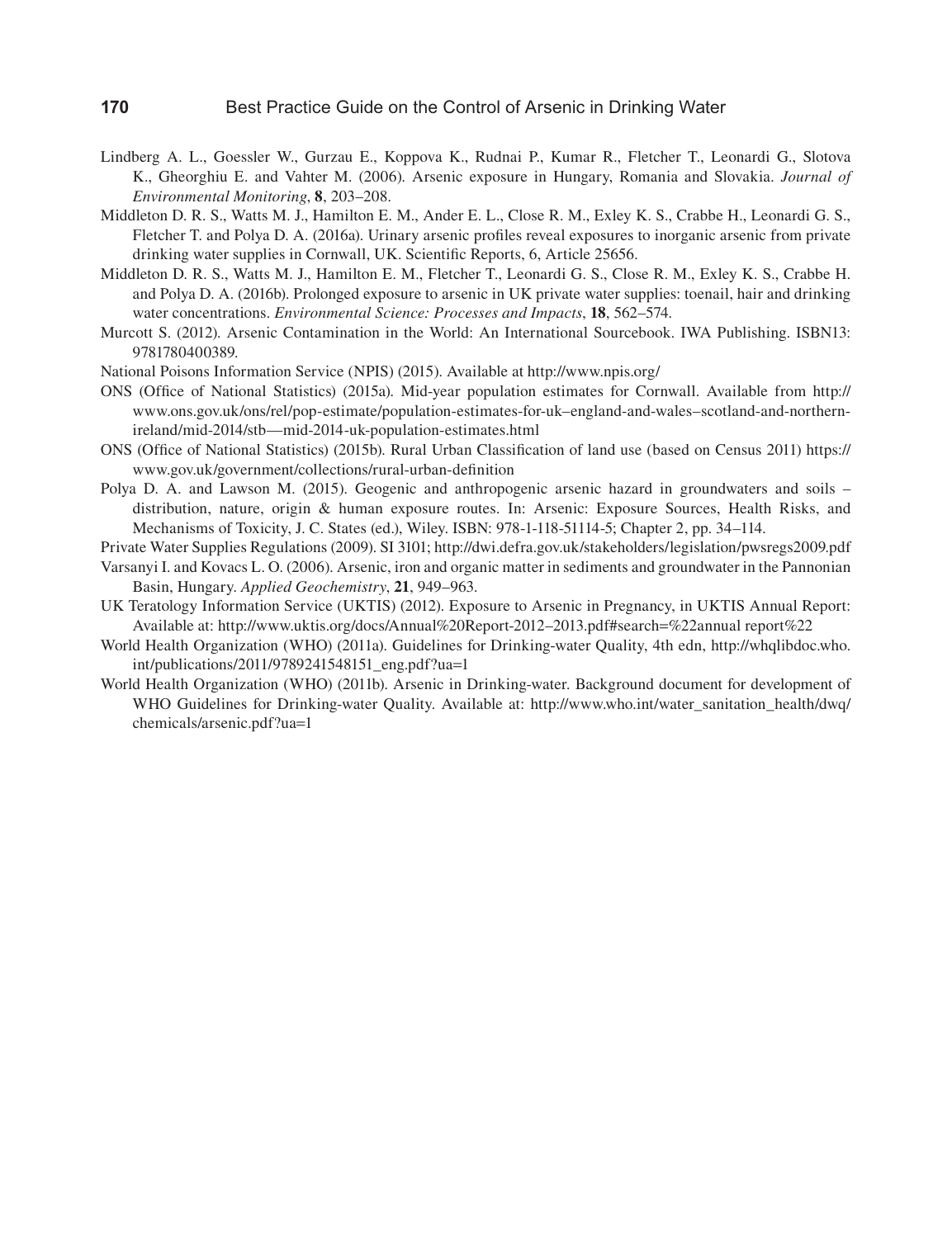Lindberg A. L., Goessler W., Gurzau E., Koppova K., Rudnai P., Kumar R., Fletcher T., Leonardi G., Slotova K., Gheorghiu E. and Vahter M. (2006). Arsenic exposure in Hungary, Romania and Slovakia. *Journal of Environmental Monitoring*, **8**, 203–208.

Middleton D. R. S., Watts M. J., Hamilton E. M., Ander E. L., Close R. M., Exley K. S., Crabbe H., Leonardi G. S., Fletcher T. and Polya D. A. (2016a). Urinary arsenic profiles reveal exposures to inorganic arsenic from private drinking water supplies in Cornwall, UK. Scientific Reports, 6, Article 25656.

Middleton D. R. S., Watts M. J., Hamilton E. M., Fletcher T., Leonardi G. S., Close R. M., Exley K. S., Crabbe H. and Polya D. A. (2016b). Prolonged exposure to arsenic in UK private water supplies: toenail, hair and drinking water concentrations. *Environmental Science: Processes and Impacts*, **18**, 562–574.

Murcott S. (2012). Arsenic Contamination in the World: An International Sourcebook. IWA Publishing. ISBN13: 9781780400389.

National Poisons Information Service (NPIS) (2015). Available at http://www.npis.org/

ONS (Office of National Statistics) (2015a). Mid-year population estimates for Cornwall. Available from http://www.ons.gov.uk/ons/rel/pop-estimate/population-estimates-for-uk–england-and-wales–scotland-and-northern-ireland/mid-2014/stb—mid-2014-uk-population-estimates.html

ONS (Office of National Statistics) (2015b). Rural Urban Classification of land use (based on Census 2011) https://www.gov.uk/government/collections/rural-urban-definition

Polya D. A. and Lawson M. (2015). Geogenic and anthropogenic arsenic hazard in groundwaters and soils – distribution, nature, origin & human exposure routes. In: Arsenic: Exposure Sources, Health Risks, and Mechanisms of Toxicity, J. C. States (ed.), Wiley. ISBN: 978-1-118-51114-5; Chapter 2, pp. 34–114.

Private Water Supplies Regulations (2009). SI 3101; http://dwi.defra.gov.uk/stakeholders/legislation/pwsregs2009.pdf

Varsanyi I. and Kovacs L. O. (2006). Arsenic, iron and organic matter in sediments and groundwater in the Pannonian Basin, Hungary. *Applied Geochemistry*, **21**, 949–963.

UK Teratology Information Service (UKTIS) (2012). Exposure to Arsenic in Pregnancy, in UKTIS Annual Report: Available at: http://www.uktis.org/docs/Annual%20Report-2012–2013.pdf#search=%22annual report%22

World Health Organization (WHO) (2011a). Guidelines for Drinking-water Quality, 4th edn, http://whqlibdoc.who.int/publications/2011/9789241548151_eng.pdf?ua=1

World Health Organization (WHO) (2011b). Arsenic in Drinking-water. Background document for development of WHO Guidelines for Drinking-water Quality. Available at: http://www.who.int/water_sanitation_health/dwq/chemicals/arsenic.pdf?ua=1